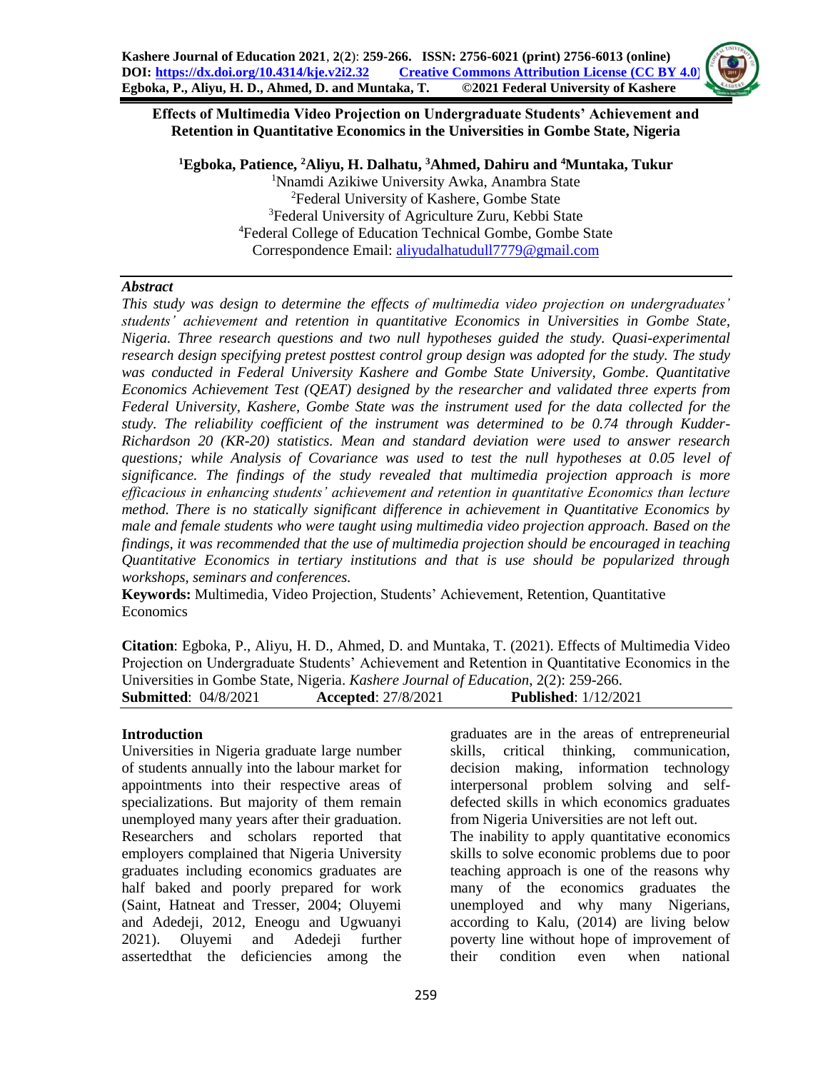# Effects of Multimedia Video Projection on Undergraduate Students' Achievement and Retention in Quantitative Economics in the Universities in Gombe State, Nigeria

**[1]Egboka, Patience, [2]Aliyu, H. Dalhatu, [3]Ahmed, Dahiru and [4]Muntaka, Tukur**

[1]Nnamdi Azikiwe University Awka, Anambra State
[2]Federal University of Kashere, Gombe State
[3]Federal University of Agriculture Zuru, Kebbi State
[4]Federal College of Education Technical Gombe, Gombe State
Correspondence Email: aliyudalhatudull7779@gmail.com

### *Abstract*

*This study was design to determine the effects of multimedia video projection on undergraduates' students' achievement and retention in quantitative Economics in Universities in Gombe State, Nigeria. Three research questions and two null hypotheses guided the study. Quasi-experimental research design specifying pretest posttest control group design was adopted for the study. The study was conducted in Federal University Kashere and Gombe State University, Gombe. Quantitative Economics Achievement Test (QEAT) designed by the researcher and validated three experts from Federal University, Kashere, Gombe State was the instrument used for the data collected for the study. The reliability coefficient of the instrument was determined to be 0.74 through Kudder-Richardson 20 (KR-20) statistics. Mean and standard deviation were used to answer research questions; while Analysis of Covariance was used to test the null hypotheses at 0.05 level of significance. The findings of the study revealed that multimedia projection approach is more efficacious in enhancing students' achievement and retention in quantitative Economics than lecture method. There is no statically significant difference in achievement in Quantitative Economics by male and female students who were taught using multimedia video projection approach. Based on the findings, it was recommended that the use of multimedia projection should be encouraged in teaching Quantitative Economics in tertiary institutions and that is use should be popularized through workshops, seminars and conferences.*

**Keywords:** Multimedia, Video Projection, Students' Achievement, Retention, Quantitative Economics

**Citation**: Egboka, P., Aliyu, H. D., Ahmed, D. and Muntaka, T. (2021). Effects of Multimedia Video Projection on Undergraduate Students' Achievement and Retention in Quantitative Economics in the Universities in Gombe State, Nigeria. *Kashere Journal of Education*, 2(2): 259-266.

**Submitted**: 04/8/2021 **Accepted**: 27/8/2021 **Published**: 1/12/2021

## Introduction

Universities in Nigeria graduate large number of students annually into the labour market for appointments into their respective areas of specializations. But majority of them remain unemployed many years after their graduation. Researchers and scholars reported that employers complained that Nigeria University graduates including economics graduates are half baked and poorly prepared for work (Saint, Hatneat and Tresser, 2004; Oluyemi and Adedeji, 2012, Eneogu and Ugwuanyi 2021). Oluyemi and Adedeji further assertedthat the deficiencies among the graduates are in the areas of entrepreneurial skills, critical thinking, communication, decision making, information technology interpersonal problem solving and self-defected skills in which economics graduates from Nigeria Universities are not left out.

The inability to apply quantitative economics skills to solve economic problems due to poor teaching approach is one of the reasons why many of the economics graduates the unemployed and why many Nigerians, according to Kalu, (2014) are living below poverty line without hope of improvement of their condition even when national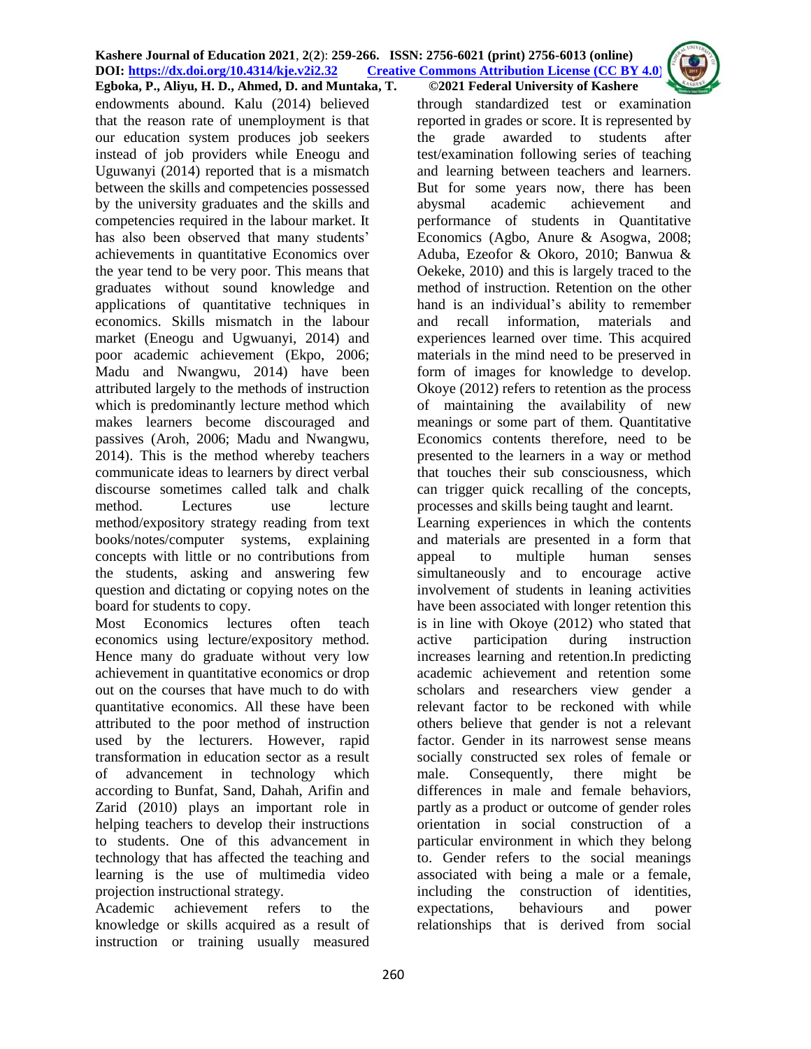endowments abound. Kalu (2014) believed that the reason rate of unemployment is that our education system produces job seekers instead of job providers while Eneogu and Uguwanyi (2014) reported that is a mismatch between the skills and competencies possessed by the university graduates and the skills and competencies required in the labour market. It has also been observed that many students' achievements in quantitative Economics over the year tend to be very poor. This means that graduates without sound knowledge and applications of quantitative techniques in economics. Skills mismatch in the labour market (Eneogu and Ugwuanyi, 2014) and poor academic achievement (Ekpo, 2006; Madu and Nwangwu, 2014) have been attributed largely to the methods of instruction which is predominantly lecture method which makes learners become discouraged and passives (Aroh, 2006; Madu and Nwangwu, 2014). This is the method whereby teachers communicate ideas to learners by direct verbal discourse sometimes called talk and chalk method. Lectures use lecture method/expository strategy reading from text books/notes/computer systems, explaining concepts with little or no contributions from the students, asking and answering few question and dictating or copying notes on the board for students to copy.

Most Economics lectures often teach economics using lecture/expository method. Hence many do graduate without very low achievement in quantitative economics or drop out on the courses that have much to do with quantitative economics. All these have been attributed to the poor method of instruction used by the lecturers. However, rapid transformation in education sector as a result of advancement in technology which according to Bunfat, Sand, Dahah, Arifin and Zarid (2010) plays an important role in helping teachers to develop their instructions to students. One of this advancement in technology that has affected the teaching and learning is the use of multimedia video projection instructional strategy.

Academic achievement refers to the knowledge or skills acquired as a result of instruction or training usually measured through standardized test or examination reported in grades or score. It is represented by the grade awarded to students after test/examination following series of teaching and learning between teachers and learners. But for some years now, there has been abysmal academic achievement and performance of students in Quantitative Economics (Agbo, Anure & Asogwa, 2008; Aduba, Ezeofor & Okoro, 2010; Banwua & Oekeke, 2010) and this is largely traced to the method of instruction. Retention on the other hand is an individual's ability to remember and recall information, materials and experiences learned over time. This acquired materials in the mind need to be preserved in form of images for knowledge to develop. Okoye (2012) refers to retention as the process of maintaining the availability of new meanings or some part of them. Quantitative Economics contents therefore, need to be presented to the learners in a way or method that touches their sub consciousness, which can trigger quick recalling of the concepts, processes and skills being taught and learnt.

Learning experiences in which the contents and materials are presented in a form that appeal to multiple human senses simultaneously and to encourage active involvement of students in leaning activities have been associated with longer retention this is in line with Okoye (2012) who stated that active participation during instruction increases learning and retention.In predicting academic achievement and retention some scholars and researchers view gender a relevant factor to be reckoned with while others believe that gender is not a relevant factor. Gender in its narrowest sense means socially constructed sex roles of female or male. Consequently, there might be differences in male and female behaviors, partly as a product or outcome of gender roles orientation in social construction of a particular environment in which they belong to. Gender refers to the social meanings associated with being a male or a female, including the construction of identities, expectations, behaviours and power relationships that is derived from social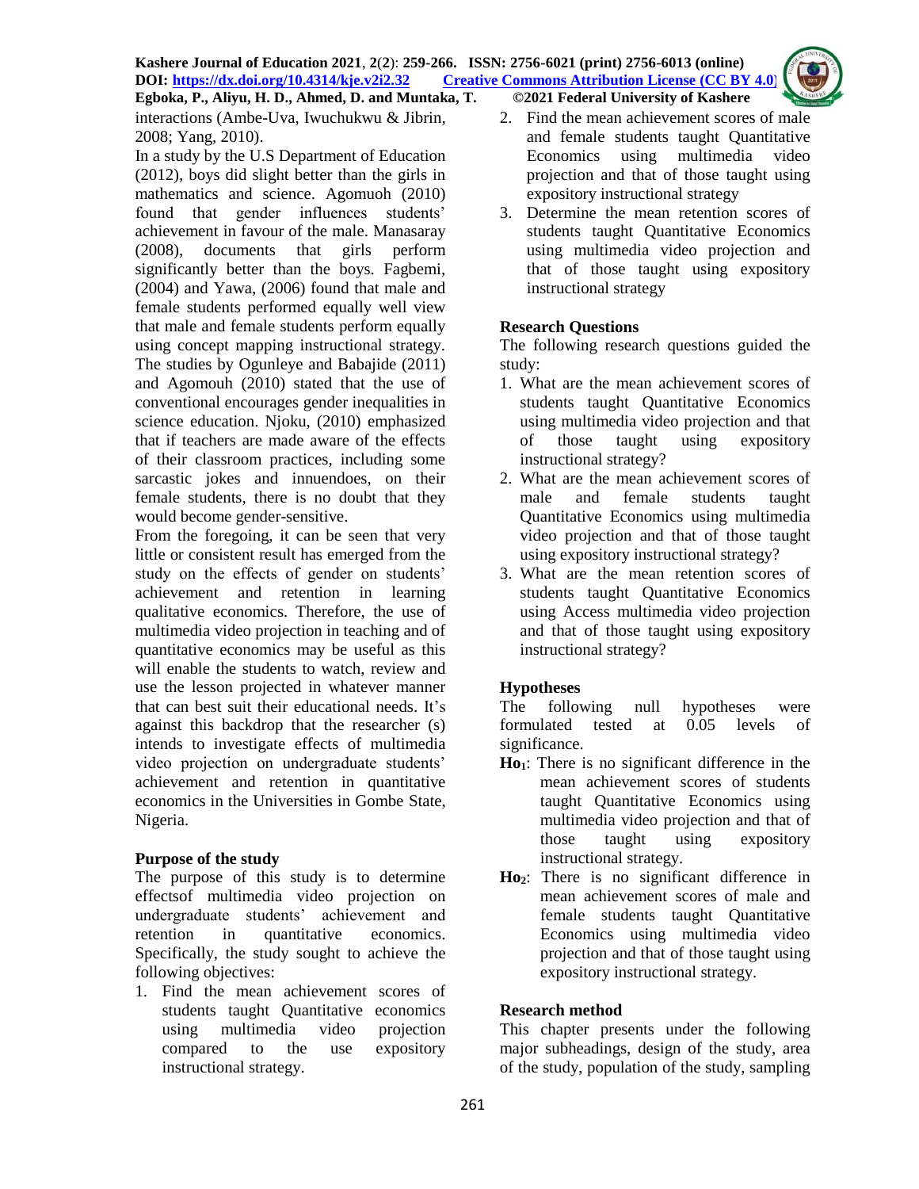interactions (Ambe-Uva, Iwuchukwu & Jibrin, 2008; Yang, 2010).

In a study by the U.S Department of Education (2012), boys did slight better than the girls in mathematics and science. Agomuoh (2010) found that gender influences students' achievement in favour of the male. Manasaray (2008), documents that girls perform significantly better than the boys. Fagbemi, (2004) and Yawa, (2006) found that male and female students performed equally well view that male and female students perform equally using concept mapping instructional strategy. The studies by Ogunleye and Babajide (2011) and Agomouh (2010) stated that the use of conventional encourages gender inequalities in science education. Njoku, (2010) emphasized that if teachers are made aware of the effects of their classroom practices, including some sarcastic jokes and innuendoes, on their female students, there is no doubt that they would become gender-sensitive.

From the foregoing, it can be seen that very little or consistent result has emerged from the study on the effects of gender on students' achievement and retention in learning qualitative economics. Therefore, the use of multimedia video projection in teaching and of quantitative economics may be useful as this will enable the students to watch, review and use the lesson projected in whatever manner that can best suit their educational needs. It's against this backdrop that the researcher (s) intends to investigate effects of multimedia video projection on undergraduate students' achievement and retention in quantitative economics in the Universities in Gombe State, Nigeria.

## Purpose of the study

The purpose of this study is to determine effectsof multimedia video projection on undergraduate students' achievement and retention in quantitative economics. Specifically, the study sought to achieve the following objectives:

1. Find the mean achievement scores of students taught Quantitative economics using multimedia video projection compared to the use expository instructional strategy.
2. Find the mean achievement scores of male and female students taught Quantitative Economics using multimedia video projection and that of those taught using expository instructional strategy
3. Determine the mean retention scores of students taught Quantitative Economics using multimedia video projection and that of those taught using expository instructional strategy

## Research Questions

The following research questions guided the study:

1. What are the mean achievement scores of students taught Quantitative Economics using multimedia video projection and that of those taught using expository instructional strategy?
2. What are the mean achievement scores of male and female students taught Quantitative Economics using multimedia video projection and that of those taught using expository instructional strategy?
3. What are the mean retention scores of students taught Quantitative Economics using Access multimedia video projection and that of those taught using expository instructional strategy?

## Hypotheses

The following null hypotheses were formulated tested at 0.05 levels of significance.

**$Ho_1$**: There is no significant difference in the mean achievement scores of students taught Quantitative Economics using multimedia video projection and that of those taught using expository instructional strategy.

**$Ho_2$**: There is no significant difference in mean achievement scores of male and female students taught Quantitative Economics using multimedia video projection and that of those taught using expository instructional strategy.

## Research method

This chapter presents under the following major subheadings, design of the study, area of the study, population of the study, sampling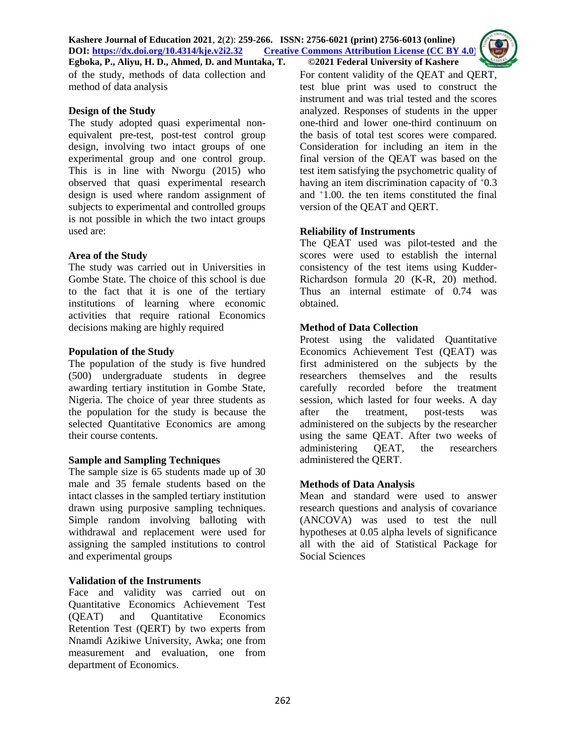of the study, methods of data collection and method of data analysis

### Design of the Study

The study adopted quasi experimental non-equivalent pre-test, post-test control group design, involving two intact groups of one experimental group and one control group. This is in line with Nworgu (2015) who observed that quasi experimental research design is used where random assignment of subjects to experimental and controlled groups is not possible in which the two intact groups used are:

### Area of the Study

The study was carried out in Universities in Gombe State. The choice of this school is due to the fact that it is one of the tertiary institutions of learning where economic activities that require rational Economics decisions making are highly required

### Population of the Study

The population of the study is five hundred (500) undergraduate students in degree awarding tertiary institution in Gombe State, Nigeria. The choice of year three students as the population for the study is because the selected Quantitative Economics are among their course contents.

### Sample and Sampling Techniques

The sample size is 65 students made up of 30 male and 35 female students based on the intact classes in the sampled tertiary institution drawn using purposive sampling techniques. Simple random involving balloting with withdrawal and replacement were used for assigning the sampled institutions to control and experimental groups

### Validation of the Instruments

Face and validity was carried out on Quantitative Economics Achievement Test (QEAT) and Quantitative Economics Retention Test (QERT) by two experts from Nnamdi Azikiwe University, Awka; one from measurement and evaluation, one from department of Economics.

For content validity of the QEAT and QERT, test blue print was used to construct the instrument and was trial tested and the scores analyzed. Responses of students in the upper one-third and lower one-third continuum on the basis of total test scores were compared. Consideration for including an item in the final version of the QEAT was based on the test item satisfying the psychometric quality of having an item discrimination capacity of $^{+}0.3$ and $^{+}1.00$. the ten items constituted the final version of the QEAT and QERT.

### Reliability of Instruments

The QEAT used was pilot-tested and the scores were used to establish the internal consistency of the test items using Kudder-Richardson formula 20 (K-R, 20) method. Thus an internal estimate of 0.74 was obtained.

### Method of Data Collection

Protest using the validated Quantitative Economics Achievement Test (QEAT) was first administered on the subjects by the researchers themselves and the results carefully recorded before the treatment session, which lasted for four weeks. A day after the treatment, post-tests was administered on the subjects by the researcher using the same QEAT. After two weeks of administering QEAT, the researchers administered the QERT.

### Methods of Data Analysis

Mean and standard were used to answer research questions and analysis of covariance (ANCOVA) was used to test the null hypotheses at 0.05 alpha levels of significance all with the aid of Statistical Package for Social Sciences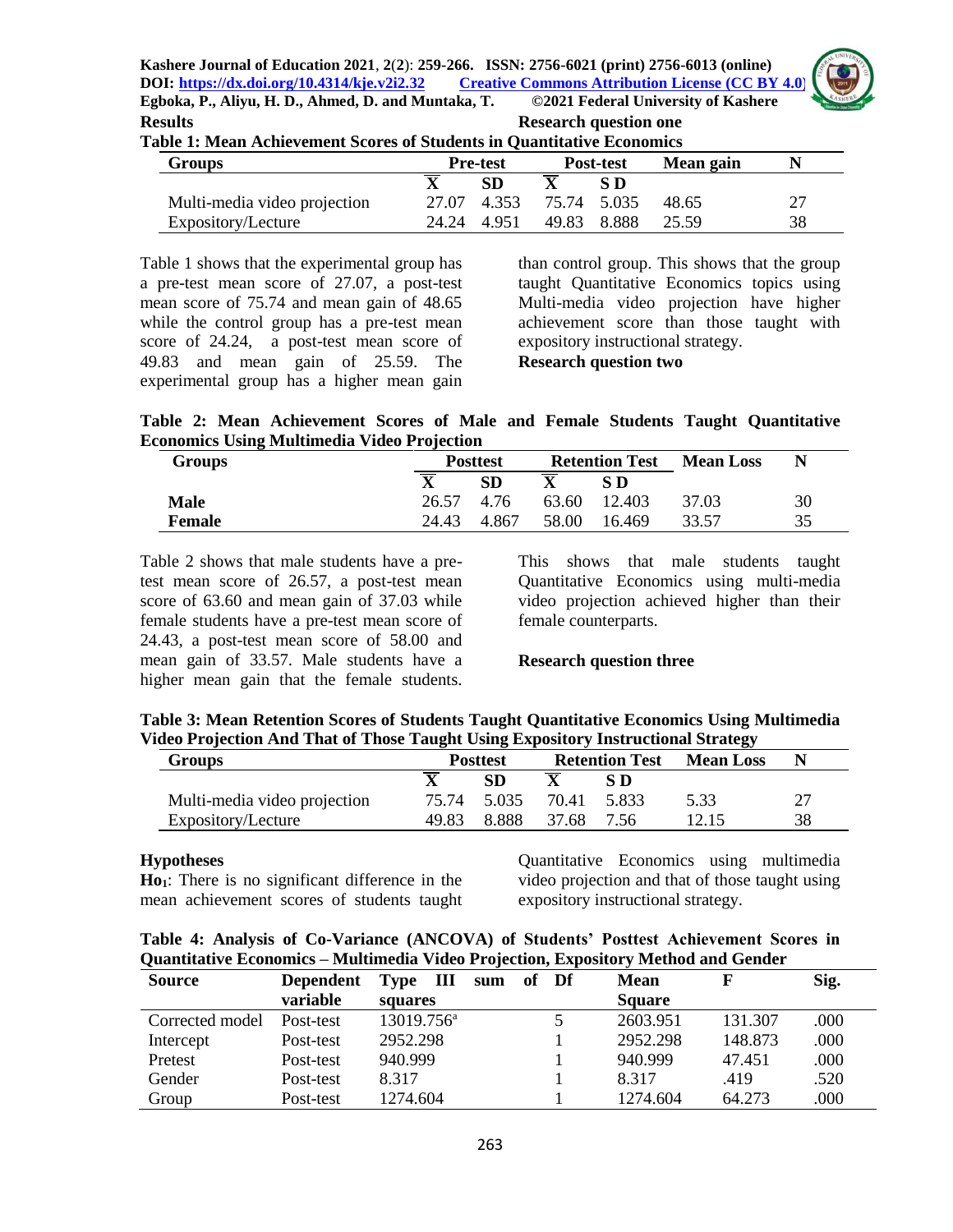## Results

### Research question one

**Table 1: Mean Achievement Scores of Students in Quantitative Economics**

| Groups | Pre-test | | Post-test | | Mean gain | N |
|---|---|---|---|---|---|---|
| | $\bar{X}$ | SD | $\bar{X}$ | S D | | |
| Multi-media video projection | 27.07 | 4.353 | 75.74 | 5.035 | 48.65 | 27 |
| Expository/Lecture | 24.24 | 4.951 | 49.83 | 8.888 | 25.59 | 38 |

Table 1 shows that the experimental group has a pre-test mean score of 27.07, a post-test mean score of 75.74 and mean gain of 48.65 while the control group has a pre-test mean score of 24.24, a post-test mean score of 49.83 and mean gain of 25.59. The experimental group has a higher mean gain than control group. This shows that the group taught Quantitative Economics topics using Multi-media video projection have higher achievement score than those taught with expository instructional strategy.

### Research question two

**Table 2: Mean Achievement Scores of Male and Female Students Taught Quantitative Economics Using Multimedia Video Projection**

| Groups | Posttest | | Retention Test | | Mean Loss | N |
|---|---|---|---|---|---|---|
| | $\bar{X}$ | SD | $\bar{X}$ | S D | | |
| **Male** | 26.57 | 4.76 | 63.60 | 12.403 | 37.03 | 30 |
| **Female** | 24.43 | 4.867 | 58.00 | 16.469 | 33.57 | 35 |

Table 2 shows that male students have a pre-test mean score of 26.57, a post-test mean score of 63.60 and mean gain of 37.03 while female students have a pre-test mean score of 24.43, a post-test mean score of 58.00 and mean gain of 33.57. Male students have a higher mean gain that the female students. This shows that male students taught Quantitative Economics using multi-media video projection achieved higher than their female counterparts.

### Research question three

**Table 3: Mean Retention Scores of Students Taught Quantitative Economics Using Multimedia Video Projection And That of Those Taught Using Expository Instructional Strategy**

| Groups | Posttest | | Retention Test | | Mean Loss | N |
|---|---|---|---|---|---|---|
| | $\bar{X}$ | SD | $\bar{X}$ | S D | | |
| Multi-media video projection | 75.74 | 5.035 | 70.41 | 5.833 | 5.33 | 27 |
| Expository/Lecture | 49.83 | 8.888 | 37.68 | 7.56 | 12.15 | 38 |

### Hypotheses

**Ho$_1$**: There is no significant difference in the mean achievement scores of students taught Quantitative Economics using multimedia video projection and that of those taught using expository instructional strategy.

**Table 4: Analysis of Co-Variance (ANCOVA) of Students' Posttest Achievement Scores in Quantitative Economics – Multimedia Video Projection, Expository Method and Gender**

| Source | Dependent variable | Type III sum of squares | Df | Mean Square | F | Sig. |
|---|---|---|---|---|---|---|
| Corrected model | Post-test | 13019.756[a] | 5 | 2603.951 | 131.307 | .000 |
| Intercept | Post-test | 2952.298 | 1 | 2952.298 | 148.873 | .000 |
| Pretest | Post-test | 940.999 | 1 | 940.999 | 47.451 | .000 |
| Gender | Post-test | 8.317 | 1 | 8.317 | .419 | .520 |
| Group | Post-test | 1274.604 | 1 | 1274.604 | 64.273 | .000 |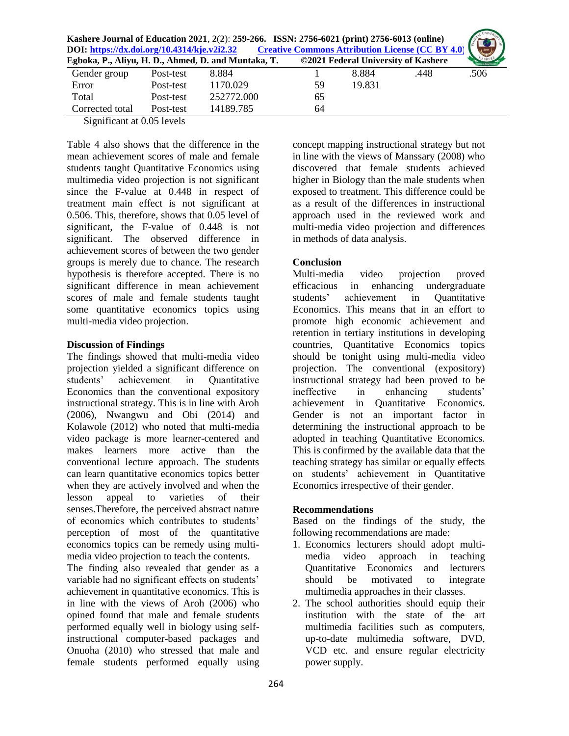| Gender group | Post-test | 8.884 | 1 | 8.884 | .448 | .506 |
|---|---|---|---|---|---|---|
| Error | Post-test | 1170.029 | 59 | 19.831 | | |
| Total | Post-test | 252772.000 | 65 | | | |
| Corrected total | Post-test | 14189.785 | 64 | | | |

Significant at 0.05 levels

Table 4 also shows that the difference in the mean achievement scores of male and female students taught Quantitative Economics using multimedia video projection is not significant since the F-value at 0.448 in respect of treatment main effect is not significant at 0.506. This, therefore, shows that 0.05 level of significant, the F-value of 0.448 is not significant. The observed difference in achievement scores of between the two gender groups is merely due to chance. The research hypothesis is therefore accepted. There is no significant difference in mean achievement scores of male and female students taught some quantitative economics topics using multi-media video projection.

### Discussion of Findings

The findings showed that multi-media video projection yielded a significant difference on students' achievement in Quantitative Economics than the conventional expository instructional strategy. This is in line with Aroh (2006), Nwangwu and Obi (2014) and Kolawole (2012) who noted that multi-media video package is more learner-centered and makes learners more active than the conventional lecture approach. The students can learn quantitative economics topics better when they are actively involved and when the lesson appeal to varieties of their senses.Therefore, the perceived abstract nature of economics which contributes to students' perception of most of the quantitative economics topics can be remedy using multi-media video projection to teach the contents.

The finding also revealed that gender as a variable had no significant effects on students' achievement in quantitative economics. This is in line with the views of Aroh (2006) who opined found that male and female students performed equally well in biology using self-instructional computer-based packages and Onuoha (2010) who stressed that male and female students performed equally using concept mapping instructional strategy but not in line with the views of Manssary (2008) who discovered that female students achieved higher in Biology than the male students when exposed to treatment. This difference could be as a result of the differences in instructional approach used in the reviewed work and multi-media video projection and differences in methods of data analysis.

### Conclusion

Multi-media video projection proved efficacious in enhancing undergraduate students' achievement in Quantitative Economics. This means that in an effort to promote high economic achievement and retention in tertiary institutions in developing countries, Quantitative Economics topics should be tonight using multi-media video projection. The conventional (expository) instructional strategy had been proved to be ineffective in enhancing students' achievement in Quantitative Economics. Gender is not an important factor in determining the instructional approach to be adopted in teaching Quantitative Economics. This is confirmed by the available data that the teaching strategy has similar or equally effects on students' achievement in Quantitative Economics irrespective of their gender.

### Recommendations

Based on the findings of the study, the following recommendations are made:

1. Economics lecturers should adopt multi-media video approach in teaching Quantitative Economics and lecturers should be motivated to integrate multimedia approaches in their classes.
2. The school authorities should equip their institution with the state of the art multimedia facilities such as computers, up-to-date multimedia software, DVD, VCD etc. and ensure regular electricity power supply.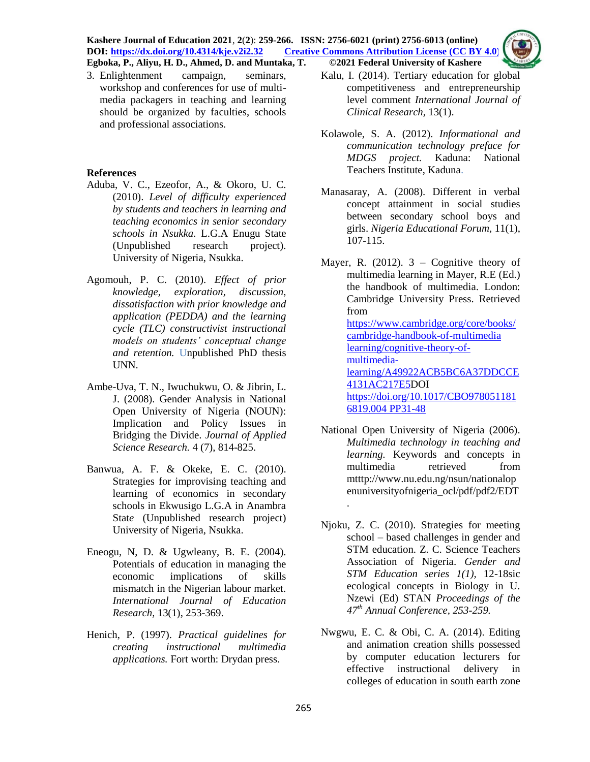3. Enlightenment campaign, seminars, workshop and conferences for use of multi-media packagers in teaching and learning should be organized by faculties, schools and professional associations.

## References

Aduba, V. C., Ezeofor, A., & Okoro, U. C. (2010). *Level of difficulty experienced by students and teachers in learning and teaching economics in senior secondary schools in Nsukka*. L.G.A Enugu State (Unpublished research project). University of Nigeria, Nsukka.

Agomouh, P. C. (2010). *Effect of prior knowledge, exploration, discussion, dissatisfaction with prior knowledge and application (PEDDA) and the learning cycle (TLC) constructivist instructional models on students' conceptual change and retention.* Unpublished PhD thesis UNN.

Ambe-Uva, T. N., Iwuchukwu, O. & Jibrin, L. J. (2008). Gender Analysis in National Open University of Nigeria (NOUN): Implication and Policy Issues in Bridging the Divide. *Journal of Applied Science Research.* 4 (7), 814-825.

Banwua, A. F. & Okeke, E. C. (2010). Strategies for improvising teaching and learning of economics in secondary schools in Ekwusigo L.G.A in Anambra State (Unpublished research project) University of Nigeria, Nsukka.

Eneogu, N, D. & Ugwleany, B. E. (2004). Potentials of education in managing the economic implications of skills mismatch in the Nigerian labour market. *International Journal of Education Research,* 13(1), 253-369.

Henich, P. (1997). *Practical guidelines for creating instructional multimedia applications.* Fort worth: Drydan press.

Kalu, I. (2014). Tertiary education for global competitiveness and entrepreneurship level comment *International Journal of Clinical Research,* 13(1).

Kolawole, S. A. (2012). *Informational and communication technology preface for MDGS project.* Kaduna: National Teachers Institute, Kaduna.

Manasaray, A. (2008). Different in verbal concept attainment in social studies between secondary school boys and girls. *Nigeria Educational Forum,* 11(1), 107-115.

Mayer, R. (2012). 3 – Cognitive theory of multimedia learning in Mayer, R.E (Ed.) the handbook of multimedia. London: Cambridge University Press. Retrieved from https://www.cambridge.org/core/books/cambridge-handbook-of-multimedia learning/cognitive-theory-of-multimedia-learning/A49922ACB5BC6A37DDCCE4131AC217E5DOI https://doi.org/10.1017/CBO9780511816819.004 PP31-48

National Open University of Nigeria (2006). *Multimedia technology in teaching and learning.* Keywords and concepts in multimedia retrieved from mtttp://www.nu.edu.ng/nsun/nationalopenuniversityofnigeria_ocl/pdf/pdf2/EDT.

Njoku, Z. C. (2010). Strategies for meeting school – based challenges in gender and STM education. Z. C. Science Teachers Association of Nigeria. *Gender and STM Education series 1(1),* 12-18sic ecological concepts in Biology in U. Nzewi (Ed) STAN *Proceedings of the 47th Annual Conference, 253-259.*

Nwgwu, E. C. & Obi, C. A. (2014). Editing and animation creation shills possessed by computer education lecturers for effective instructional delivery in colleges of education in south earth zone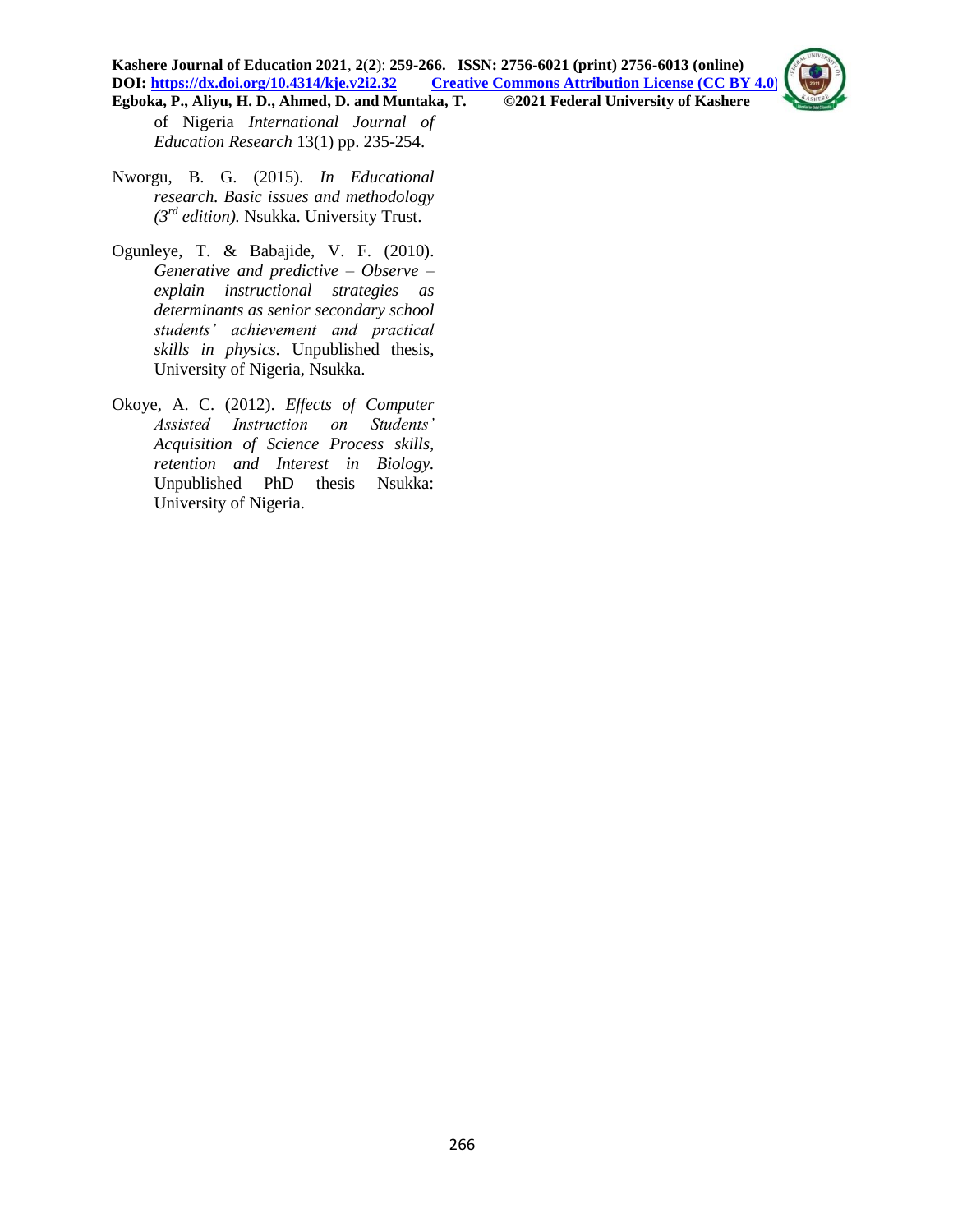of Nigeria *International Journal of Education Research* 13(1) pp. 235-254.

Nworgu, B. G. (2015). *In Educational research. Basic issues and methodology (3rd edition).* Nsukka. University Trust.

Ogunleye, T. & Babajide, V. F. (2010). *Generative and predictive – Observe – explain instructional strategies as determinants as senior secondary school students' achievement and practical skills in physics.* Unpublished thesis, University of Nigeria, Nsukka.

Okoye, A. C. (2012). *Effects of Computer Assisted Instruction on Students' Acquisition of Science Process skills, retention and Interest in Biology.* Unpublished PhD thesis Nsukka: University of Nigeria.